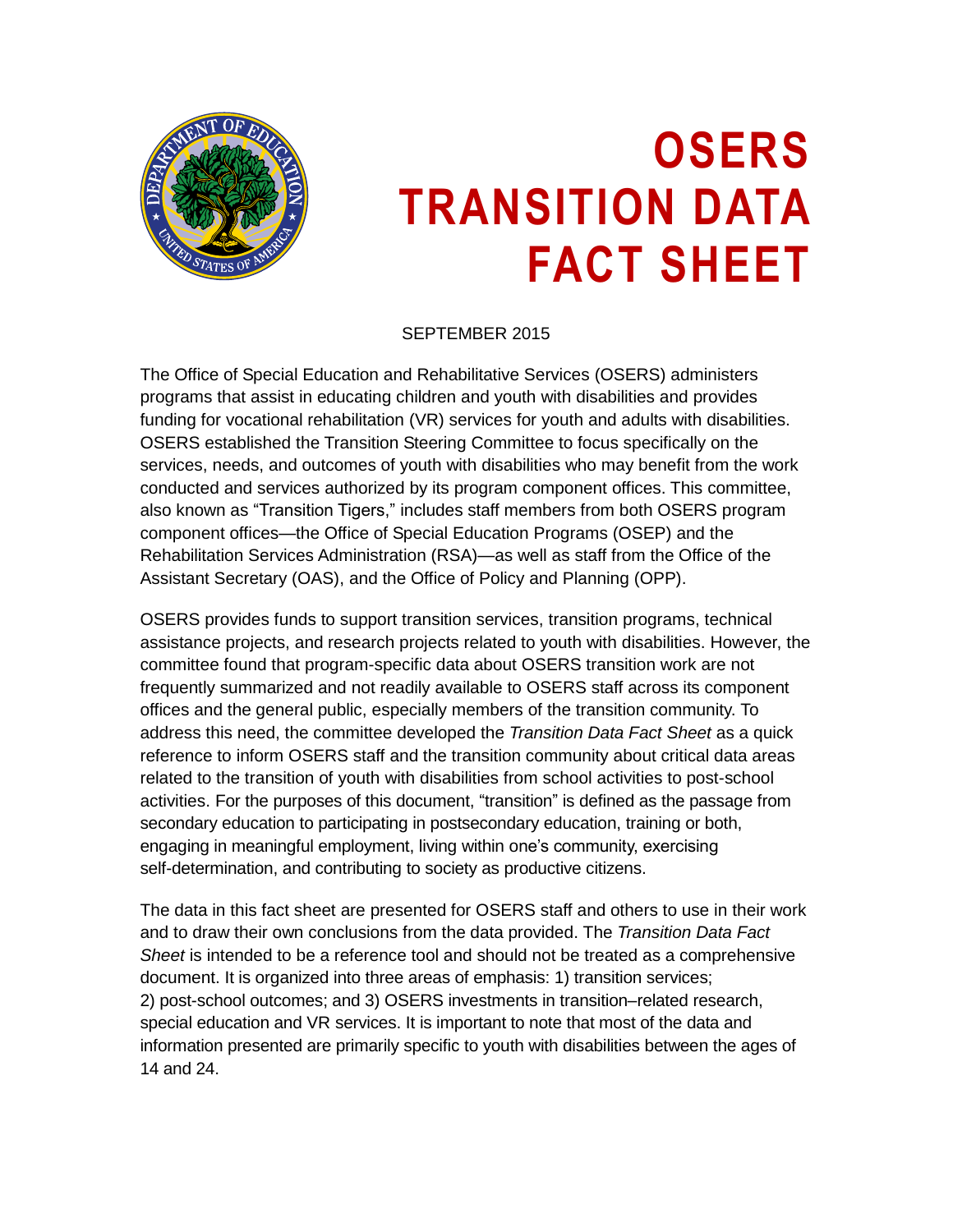# OSERS TRANSITION DATA FACT SHEET

SEPTEMBER 2015

The Office of Special Education and Rehabilitative Services (OSERS) administers programs that assist in educating children and youth with disabilities and provides funding for vocational rehabilitation (VR) services for youth and adults with disabilities. OSERS established the Transition Steering Committee to focus specifically on the services, needs, and outcomes of youth with disabilities who may benefit from the work conducted and services authorized by its program component offices. This committee, also known as "Transition Tigers," includes staff members from both OSERS program component offices—the Office of Special Education Programs (OSEP) and the Rehabilitation Services Administration (RSA)—as well as staff from the Office of the Assistant Secretary (OAS), and the Office of Policy and Planning (OPP).

OSERS provides funds to support transition services, transition programs, technical assistance projects, and research projects related to youth with disabilities. However, the committee found that program-specific data about OSERS transition work are not frequently summarized and not readily available to OSERS staff across its component offices and the general public, especially members of the transition community. To address this need, the committee developed the *Transition Data Fact Sheet* as a quick reference to inform OSERS staff and the transition community about critical data areas related to the transition of youth with disabilities from school activities to post-school activities. For the purposes of this document, "transition" is defined as the passage from secondary education to participating in postsecondary education, training or both, engaging in meaningful employment, living within one's community, exercising self-determination, and contributing to society as productive citizens.

The data in this fact sheet are presented for OSERS staff and others to use in their work and to draw their own conclusions from the data provided. The *Transition Data Fact Sheet* is intended to be a reference tool and should not be treated as a comprehensive document. It is organized into three areas of emphasis: 1) transition services; 2) post-school outcomes; and 3) OSERS investments in transition–related research, special education and VR services. It is important to note that most of the data and information presented are primarily specific to youth with disabilities between the ages of 14 and 24.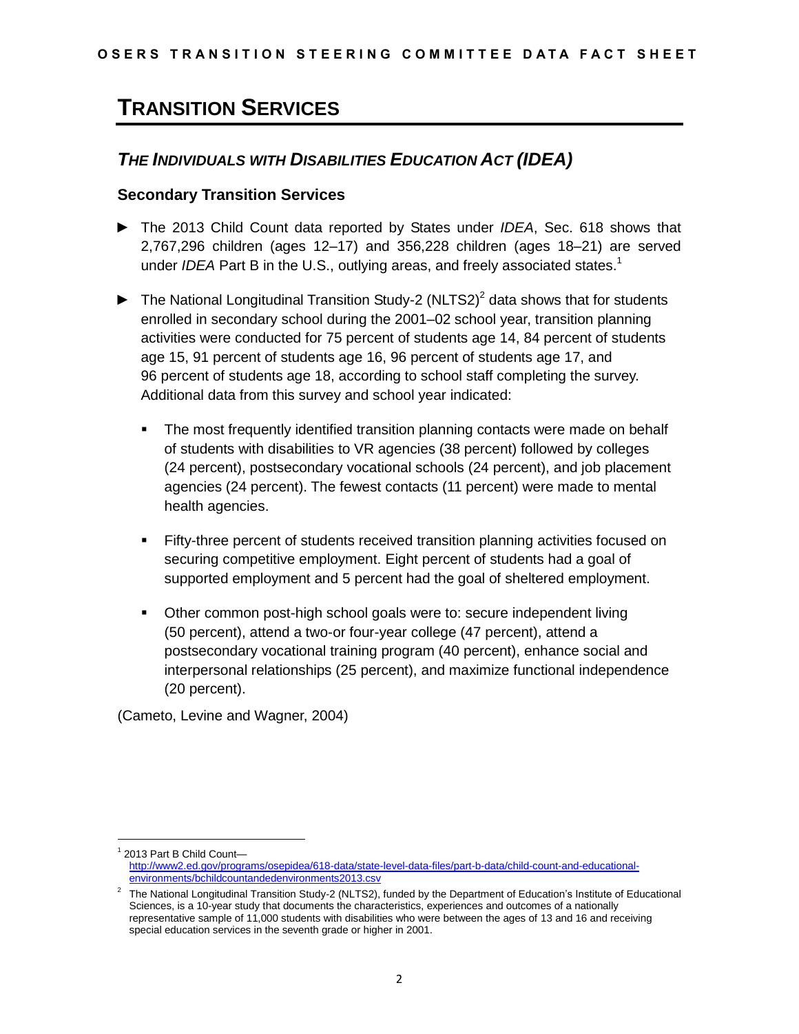# TRANSITION SERVICES

## *THE INDIVIDUALS WITH DISABILITIES EDUCATION ACT (IDEA)*

### Secondary Transition Services

- The 2013 Child Count data reported by States under *IDEA*, Sec. 618 shows that 2,767,296 children (ages 12–17) and 356,228 children (ages 18–21) are served under *IDEA* Part B in the U.S., outlying areas, and freely associated states.[1]

- The National Longitudinal Transition Study-2 (NLTS2)[2] data shows that for students enrolled in secondary school during the 2001–02 school year, transition planning activities were conducted for 75 percent of students age 14, 84 percent of students age 15, 91 percent of students age 16, 96 percent of students age 17, and 96 percent of students age 18, according to school staff completing the survey. Additional data from this survey and school year indicated:

  - The most frequently identified transition planning contacts were made on behalf of students with disabilities to VR agencies (38 percent) followed by colleges (24 percent), postsecondary vocational schools (24 percent), and job placement agencies (24 percent). The fewest contacts (11 percent) were made to mental health agencies.

  - Fifty-three percent of students received transition planning activities focused on securing competitive employment. Eight percent of students had a goal of supported employment and 5 percent had the goal of sheltered employment.

  - Other common post-high school goals were to: secure independent living (50 percent), attend a two-or four-year college (47 percent), attend a postsecondary vocational training program (40 percent), enhance social and interpersonal relationships (25 percent), and maximize functional independence (20 percent).

(Cameto, Levine and Wagner, 2004)

---

[1] 2013 Part B Child Count— http://www2.ed.gov/programs/osepidea/618-data/state-level-data-files/part-b-data/child-count-and-educational-environments/bchildcountandedenvironments2013.csv

[2] The National Longitudinal Transition Study-2 (NLTS2), funded by the Department of Education's Institute of Educational Sciences, is a 10-year study that documents the characteristics, experiences and outcomes of a nationally representative sample of 11,000 students with disabilities who were between the ages of 13 and 16 and receiving special education services in the seventh grade or higher in 2001.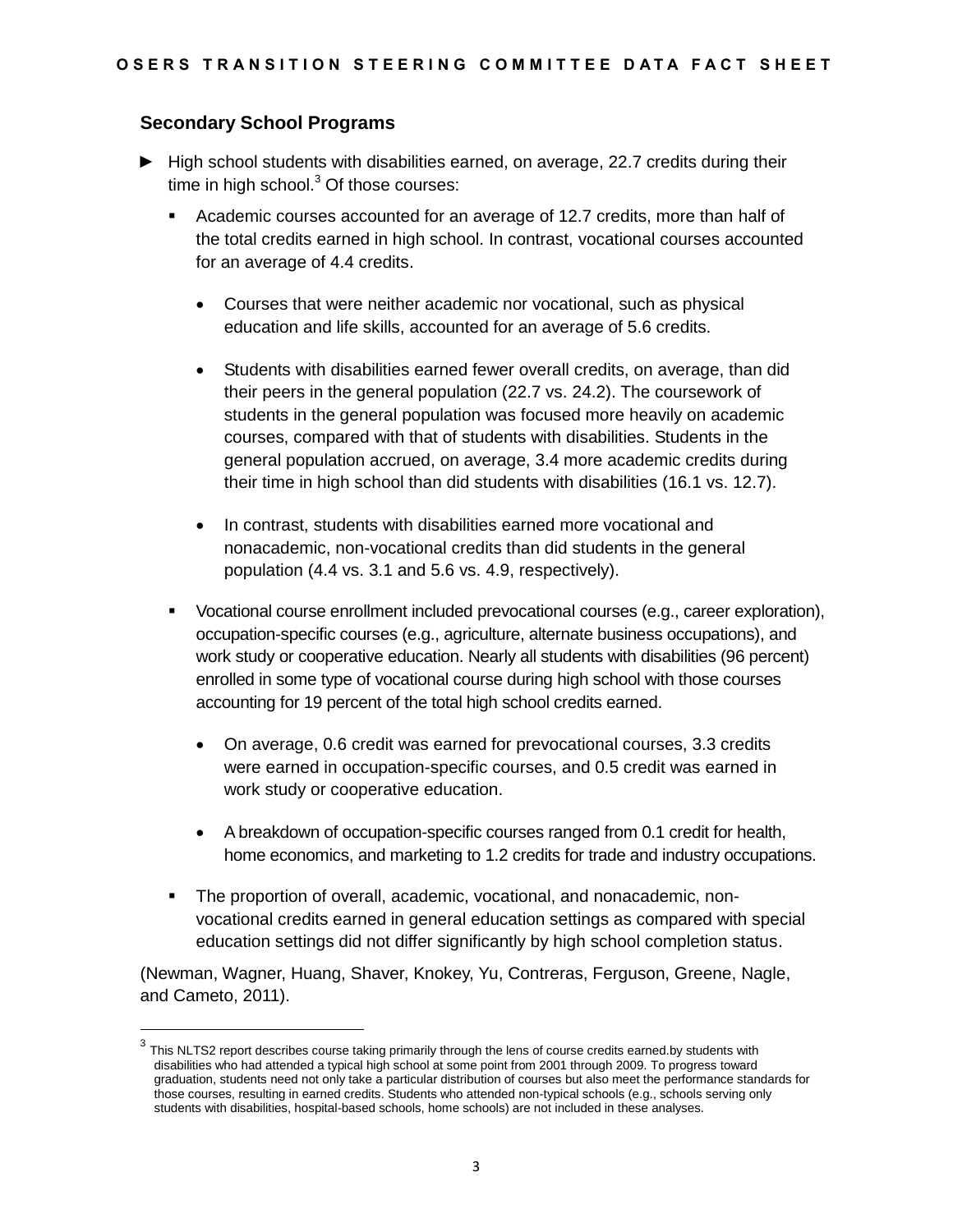## Secondary School Programs

- ► High school students with disabilities earned, on average, 22.7 credits during their time in high school.[3] Of those courses:
  - Academic courses accounted for an average of 12.7 credits, more than half of the total credits earned in high school. In contrast, vocational courses accounted for an average of 4.4 credits.
    - Courses that were neither academic nor vocational, such as physical education and life skills, accounted for an average of 5.6 credits.
    - Students with disabilities earned fewer overall credits, on average, than did their peers in the general population (22.7 vs. 24.2). The coursework of students in the general population was focused more heavily on academic courses, compared with that of students with disabilities. Students in the general population accrued, on average, 3.4 more academic credits during their time in high school than did students with disabilities (16.1 vs. 12.7).
    - In contrast, students with disabilities earned more vocational and nonacademic, non-vocational credits than did students in the general population (4.4 vs. 3.1 and 5.6 vs. 4.9, respectively).
  - Vocational course enrollment included prevocational courses (e.g., career exploration), occupation-specific courses (e.g., agriculture, alternate business occupations), and work study or cooperative education. Nearly all students with disabilities (96 percent) enrolled in some type of vocational course during high school with those courses accounting for 19 percent of the total high school credits earned.
    - On average, 0.6 credit was earned for prevocational courses, 3.3 credits were earned in occupation-specific courses, and 0.5 credit was earned in work study or cooperative education.
    - A breakdown of occupation-specific courses ranged from 0.1 credit for health, home economics, and marketing to 1.2 credits for trade and industry occupations.
  - The proportion of overall, academic, vocational, and nonacademic, non-vocational credits earned in general education settings as compared with special education settings did not differ significantly by high school completion status.

(Newman, Wagner, Huang, Shaver, Knokey, Yu, Contreras, Ferguson, Greene, Nagle, and Cameto, 2011).

---

[3] This NLTS2 report describes course taking primarily through the lens of course credits earned.by students with disabilities who had attended a typical high school at some point from 2001 through 2009. To progress toward graduation, students need not only take a particular distribution of courses but also meet the performance standards for those courses, resulting in earned credits. Students who attended non-typical schools (e.g., schools serving only students with disabilities, hospital-based schools, home schools) are not included in these analyses.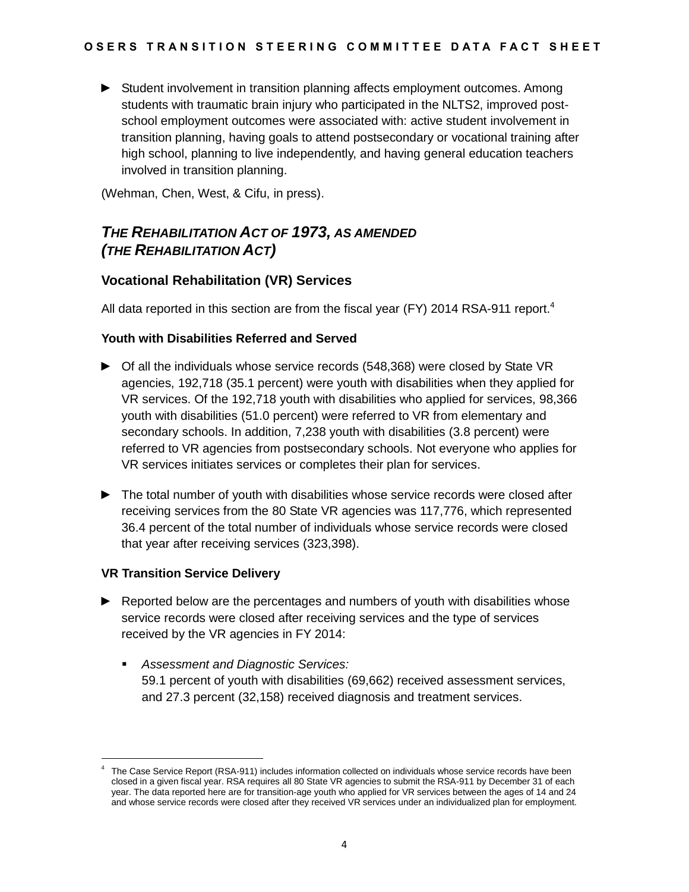- ► Student involvement in transition planning affects employment outcomes. Among students with traumatic brain injury who participated in the NLTS2, improved post-school employment outcomes were associated with: active student involvement in transition planning, having goals to attend postsecondary or vocational training after high school, planning to live independently, and having general education teachers involved in transition planning.

(Wehman, Chen, West, & Cifu, in press).

## *THE REHABILITATION ACT OF 1973, AS AMENDED (THE REHABILITATION ACT)*

### Vocational Rehabilitation (VR) Services

All data reported in this section are from the fiscal year (FY) 2014 RSA-911 report.[4]

#### Youth with Disabilities Referred and Served

- ► Of all the individuals whose service records (548,368) were closed by State VR agencies, 192,718 (35.1 percent) were youth with disabilities when they applied for VR services. Of the 192,718 youth with disabilities who applied for services, 98,366 youth with disabilities (51.0 percent) were referred to VR from elementary and secondary schools. In addition, 7,238 youth with disabilities (3.8 percent) were referred to VR agencies from postsecondary schools. Not everyone who applies for VR services initiates services or completes their plan for services.

- ► The total number of youth with disabilities whose service records were closed after receiving services from the 80 State VR agencies was 117,776, which represented 36.4 percent of the total number of individuals whose service records were closed that year after receiving services (323,398).

#### VR Transition Service Delivery

- ► Reported below are the percentages and numbers of youth with disabilities whose service records were closed after receiving services and the type of services received by the VR agencies in FY 2014:
  - *Assessment and Diagnostic Services:*
    59.1 percent of youth with disabilities (69,662) received assessment services, and 27.3 percent (32,158) received diagnosis and treatment services.

[4] The Case Service Report (RSA-911) includes information collected on individuals whose service records have been closed in a given fiscal year. RSA requires all 80 State VR agencies to submit the RSA-911 by December 31 of each year. The data reported here are for transition-age youth who applied for VR services between the ages of 14 and 24 and whose service records were closed after they received VR services under an individualized plan for employment.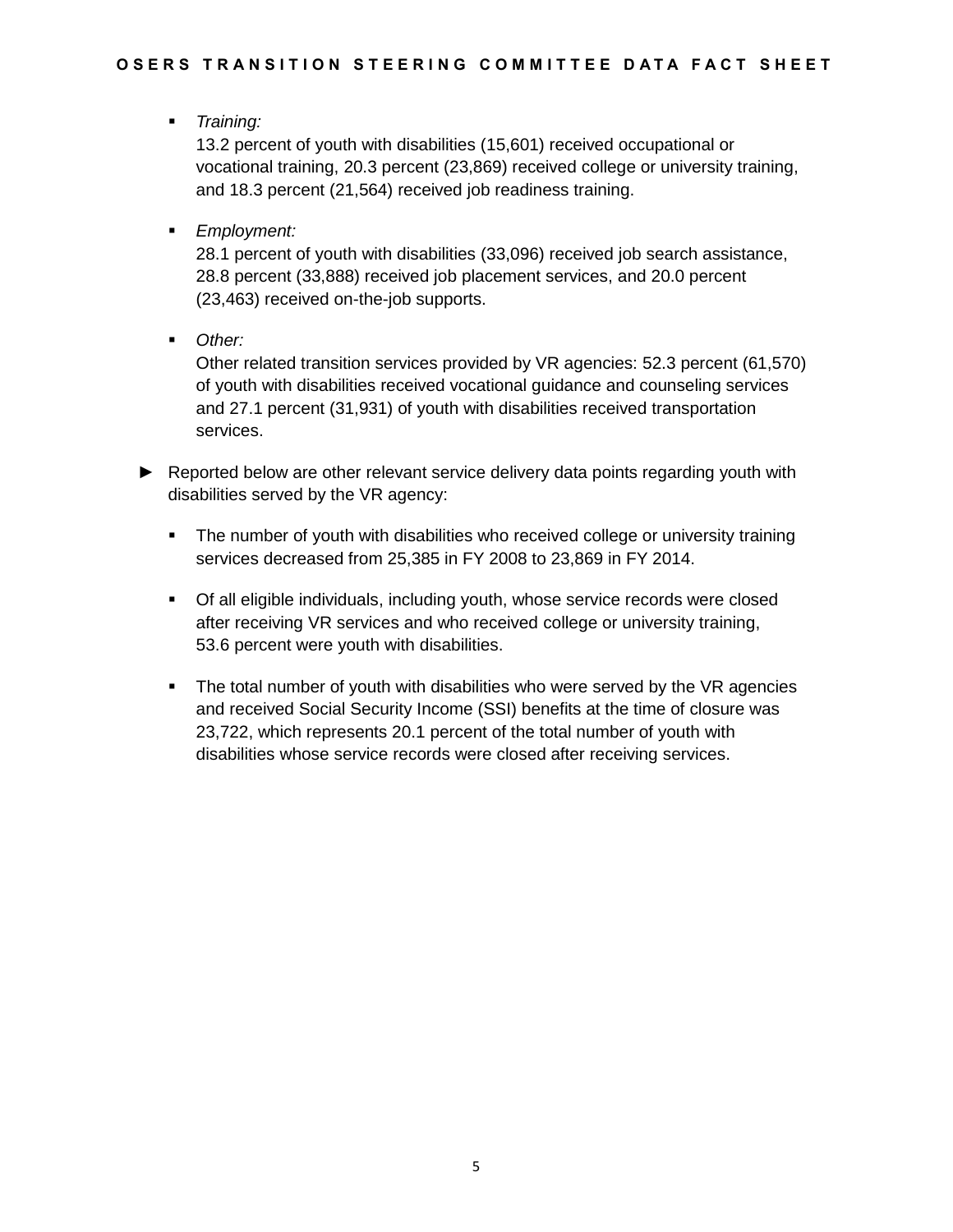- *Training:*
  13.2 percent of youth with disabilities (15,601) received occupational or vocational training, 20.3 percent (23,869) received college or university training, and 18.3 percent (21,564) received job readiness training.

- *Employment:*
  28.1 percent of youth with disabilities (33,096) received job search assistance, 28.8 percent (33,888) received job placement services, and 20.0 percent (23,463) received on-the-job supports.

- *Other:*
  Other related transition services provided by VR agencies: 52.3 percent (61,570) of youth with disabilities received vocational guidance and counseling services and 27.1 percent (31,931) of youth with disabilities received transportation services.

► Reported below are other relevant service delivery data points regarding youth with disabilities served by the VR agency:

- The number of youth with disabilities who received college or university training services decreased from 25,385 in FY 2008 to 23,869 in FY 2014.

- Of all eligible individuals, including youth, whose service records were closed after receiving VR services and who received college or university training, 53.6 percent were youth with disabilities.

- The total number of youth with disabilities who were served by the VR agencies and received Social Security Income (SSI) benefits at the time of closure was 23,722, which represents 20.1 percent of the total number of youth with disabilities whose service records were closed after receiving services.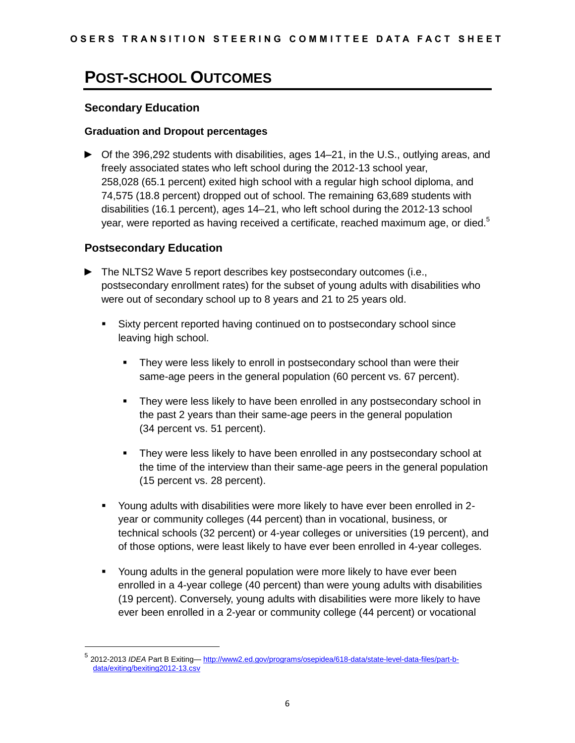# POST-SCHOOL OUTCOMES

## Secondary Education

### Graduation and Dropout percentages

- Of the 396,292 students with disabilities, ages 14–21, in the U.S., outlying areas, and freely associated states who left school during the 2012-13 school year, 258,028 (65.1 percent) exited high school with a regular high school diploma, and 74,575 (18.8 percent) dropped out of school. The remaining 63,689 students with disabilities (16.1 percent), ages 14–21, who left school during the 2012-13 school year, were reported as having received a certificate, reached maximum age, or died.[5]

## Postsecondary Education

- The NLTS2 Wave 5 report describes key postsecondary outcomes (i.e., postsecondary enrollment rates) for the subset of young adults with disabilities who were out of secondary school up to 8 years and 21 to 25 years old.
  - Sixty percent reported having continued on to postsecondary school since leaving high school.
    - They were less likely to enroll in postsecondary school than were their same-age peers in the general population (60 percent vs. 67 percent).
    - They were less likely to have been enrolled in any postsecondary school in the past 2 years than their same-age peers in the general population (34 percent vs. 51 percent).
    - They were less likely to have been enrolled in any postsecondary school at the time of the interview than their same-age peers in the general population (15 percent vs. 28 percent).
  - Young adults with disabilities were more likely to have ever been enrolled in 2-year or community colleges (44 percent) than in vocational, business, or technical schools (32 percent) or 4-year colleges or universities (19 percent), and of those options, were least likely to have ever been enrolled in 4-year colleges.
  - Young adults in the general population were more likely to have ever been enrolled in a 4-year college (40 percent) than were young adults with disabilities (19 percent). Conversely, young adults with disabilities were more likely to have ever been enrolled in a 2-year or community college (44 percent) or vocational

---

[5] 2012-2013 *IDEA* Part B Exiting— http://www2.ed.gov/programs/osepidea/618-data/state-level-data-files/part-b-data/exiting/bexiting2012-13.csv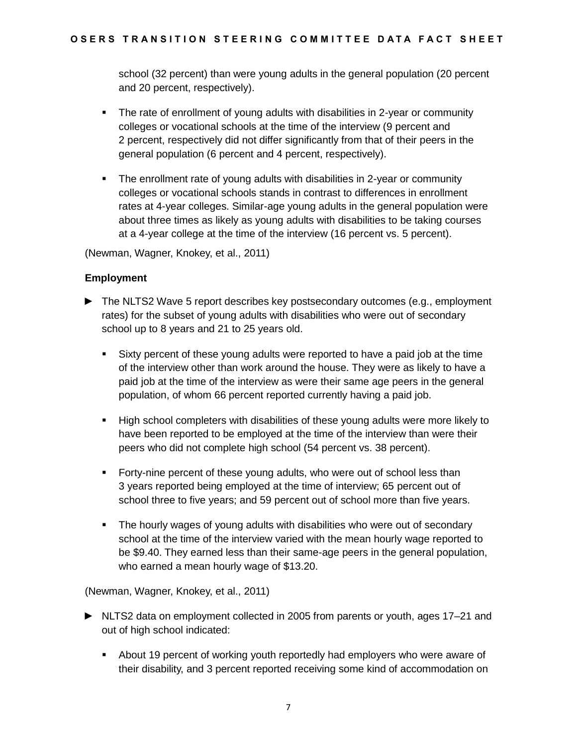school (32 percent) than were young adults in the general population (20 percent and 20 percent, respectively).

- The rate of enrollment of young adults with disabilities in 2-year or community colleges or vocational schools at the time of the interview (9 percent and 2 percent, respectively did not differ significantly from that of their peers in the general population (6 percent and 4 percent, respectively).
- The enrollment rate of young adults with disabilities in 2-year or community colleges or vocational schools stands in contrast to differences in enrollment rates at 4-year colleges. Similar-age young adults in the general population were about three times as likely as young adults with disabilities to be taking courses at a 4-year college at the time of the interview (16 percent vs. 5 percent).

(Newman, Wagner, Knokey, et al., 2011)

**Employment**

- ► The NLTS2 Wave 5 report describes key postsecondary outcomes (e.g., employment rates) for the subset of young adults with disabilities who were out of secondary school up to 8 years and 21 to 25 years old.
  - Sixty percent of these young adults were reported to have a paid job at the time of the interview other than work around the house. They were as likely to have a paid job at the time of the interview as were their same age peers in the general population, of whom 66 percent reported currently having a paid job.
  - High school completers with disabilities of these young adults were more likely to have been reported to be employed at the time of the interview than were their peers who did not complete high school (54 percent vs. 38 percent).
  - Forty-nine percent of these young adults, who were out of school less than 3 years reported being employed at the time of interview; 65 percent out of school three to five years; and 59 percent out of school more than five years.
  - The hourly wages of young adults with disabilities who were out of secondary school at the time of the interview varied with the mean hourly wage reported to be $9.40. They earned less than their same-age peers in the general population, who earned a mean hourly wage of $13.20.

(Newman, Wagner, Knokey, et al., 2011)

- ► NLTS2 data on employment collected in 2005 from parents or youth, ages 17–21 and out of high school indicated:
  - About 19 percent of working youth reportedly had employers who were aware of their disability, and 3 percent reported receiving some kind of accommodation on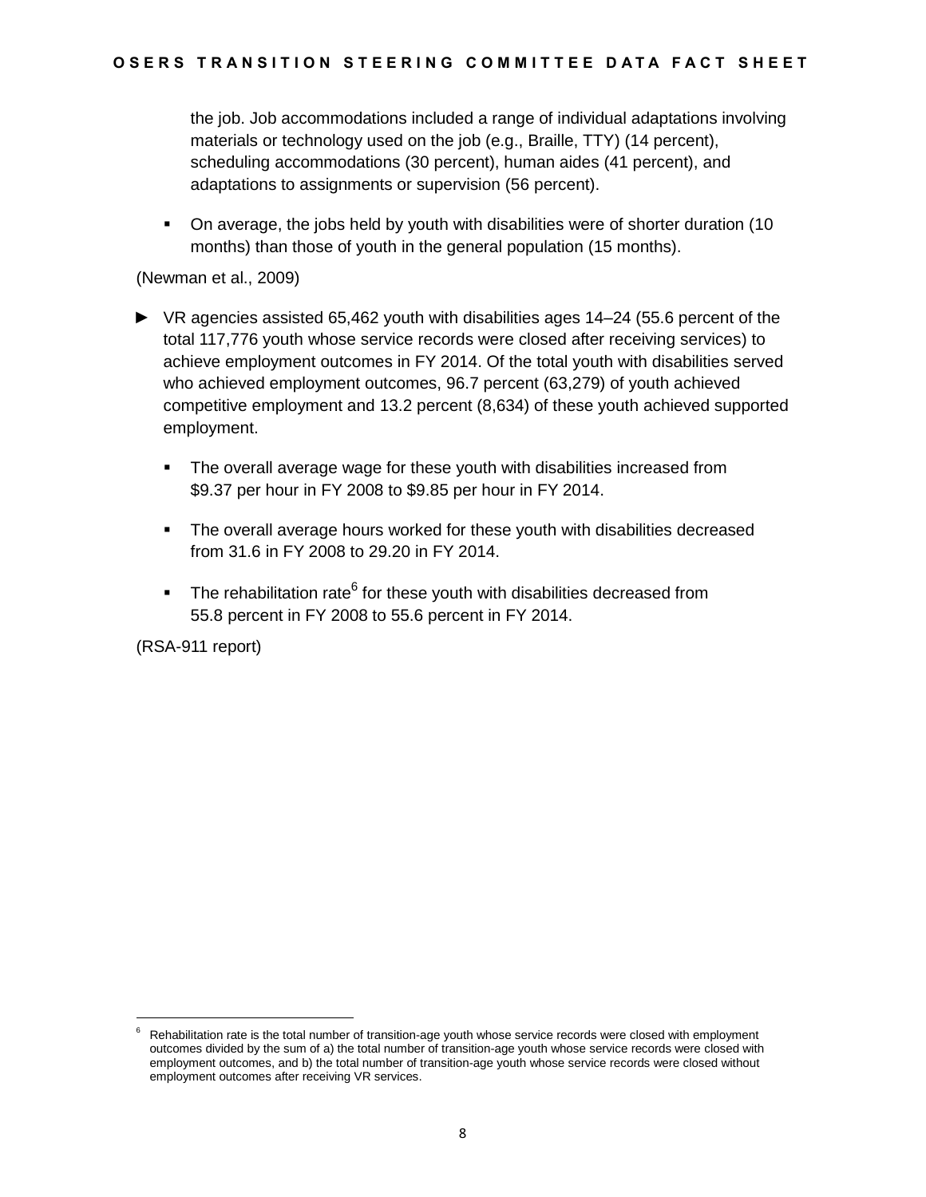the job. Job accommodations included a range of individual adaptations involving materials or technology used on the job (e.g., Braille, TTY) (14 percent), scheduling accommodations (30 percent), human aides (41 percent), and adaptations to assignments or supervision (56 percent).

- On average, the jobs held by youth with disabilities were of shorter duration (10 months) than those of youth in the general population (15 months).

(Newman et al., 2009)

- VR agencies assisted 65,462 youth with disabilities ages 14–24 (55.6 percent of the total 117,776 youth whose service records were closed after receiving services) to achieve employment outcomes in FY 2014. Of the total youth with disabilities served who achieved employment outcomes, 96.7 percent (63,279) of youth achieved competitive employment and 13.2 percent (8,634) of these youth achieved supported employment.

    - The overall average wage for these youth with disabilities increased from $9.37 per hour in FY 2008 to $9.85 per hour in FY 2014.

    - The overall average hours worked for these youth with disabilities decreased from 31.6 in FY 2008 to 29.20 in FY 2014.

    - The rehabilitation rate[6] for these youth with disabilities decreased from 55.8 percent in FY 2008 to 55.6 percent in FY 2014.

(RSA-911 report)

[6] Rehabilitation rate is the total number of transition-age youth whose service records were closed with employment outcomes divided by the sum of a) the total number of transition-age youth whose service records were closed with employment outcomes, and b) the total number of transition-age youth whose service records were closed without employment outcomes after receiving VR services.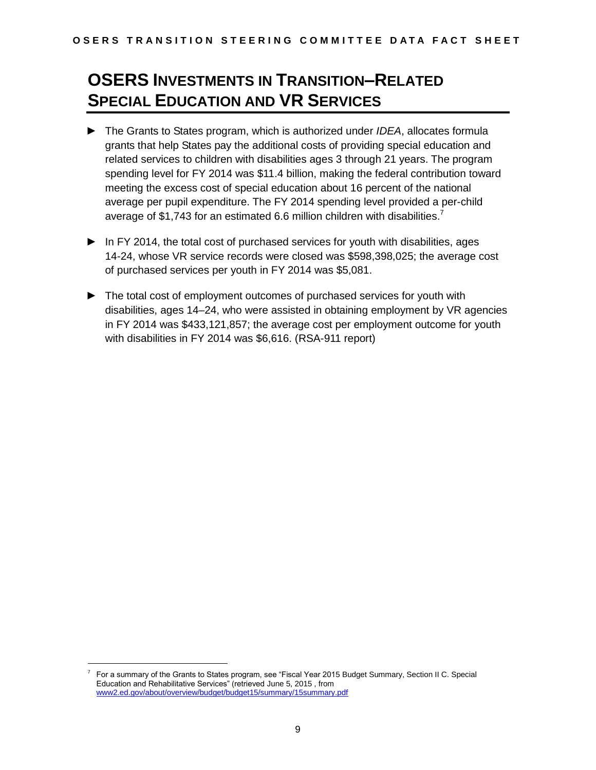# OSERS Investments in Transition–Related Special Education and VR Services

- The Grants to States program, which is authorized under *IDEA*, allocates formula grants that help States pay the additional costs of providing special education and related services to children with disabilities ages 3 through 21 years. The program spending level for FY 2014 was $11.4 billion, making the federal contribution toward meeting the excess cost of special education about 16 percent of the national average per pupil expenditure. The FY 2014 spending level provided a per-child average of $1,743 for an estimated 6.6 million children with disabilities.[7]

- In FY 2014, the total cost of purchased services for youth with disabilities, ages 14-24, whose VR service records were closed was $598,398,025; the average cost of purchased services per youth in FY 2014 was $5,081.

- The total cost of employment outcomes of purchased services for youth with disabilities, ages 14–24, who were assisted in obtaining employment by VR agencies in FY 2014 was $433,121,857; the average cost per employment outcome for youth with disabilities in FY 2014 was $6,616. (RSA-911 report)

---

[7] For a summary of the Grants to States program, see "Fiscal Year 2015 Budget Summary, Section II C. Special Education and Rehabilitative Services" (retrieved June 5, 2015 , from www2.ed.gov/about/overview/budget/budget15/summary/15summary.pdf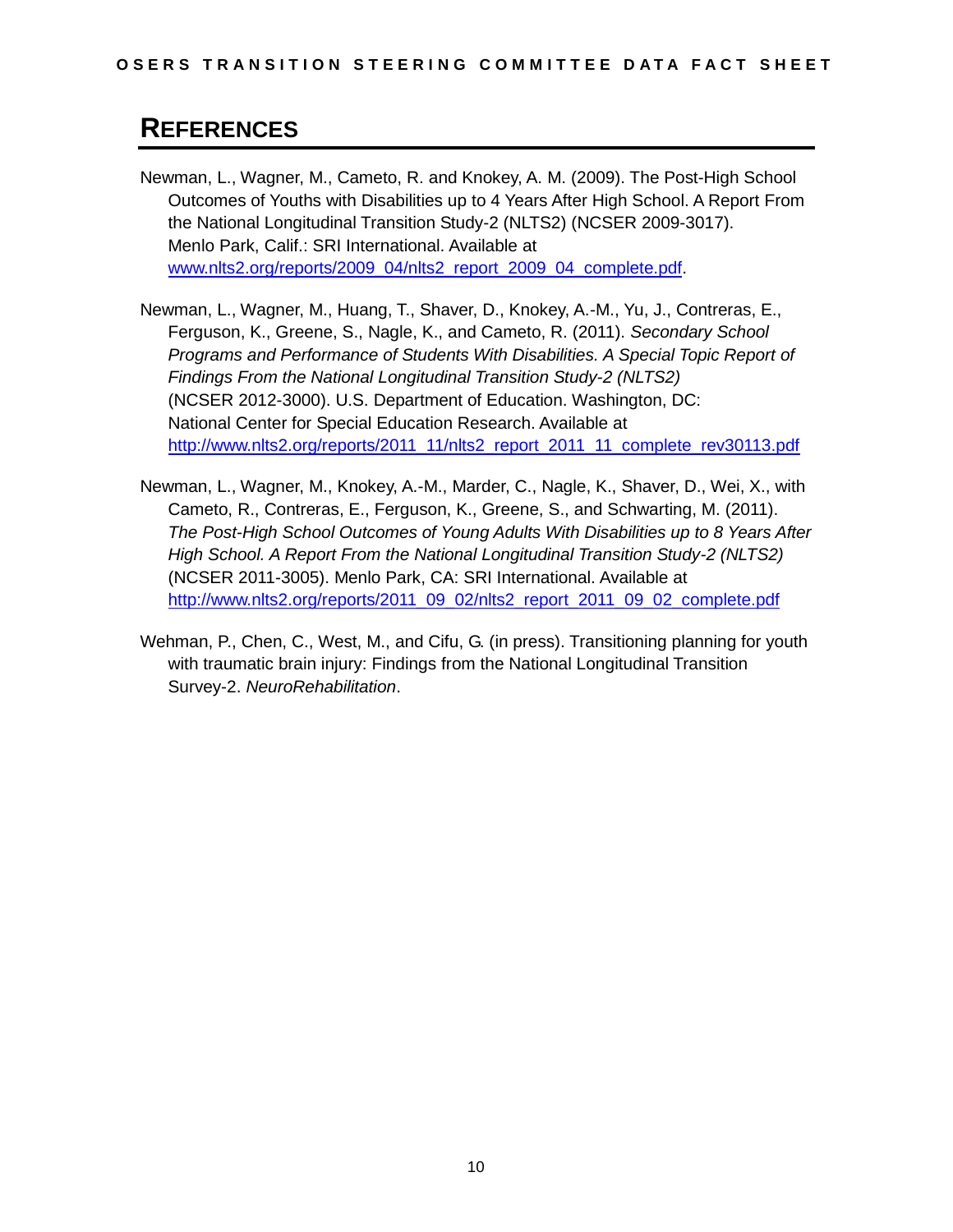# References

Newman, L., Wagner, M., Cameto, R. and Knokey, A. M. (2009). The Post-High School Outcomes of Youths with Disabilities up to 4 Years After High School. A Report From the National Longitudinal Transition Study-2 (NLTS2) (NCSER 2009-3017). Menlo Park, Calif.: SRI International. Available at [www.nlts2.org/reports/2009_04/nlts2_report_2009_04_complete.pdf](www.nlts2.org/reports/2009_04/nlts2_report_2009_04_complete.pdf).

Newman, L., Wagner, M., Huang, T., Shaver, D., Knokey, A.-M., Yu, J., Contreras, E., Ferguson, K., Greene, S., Nagle, K., and Cameto, R. (2011). *Secondary School Programs and Performance of Students With Disabilities. A Special Topic Report of Findings From the National Longitudinal Transition Study-2 (NLTS2)* (NCSER 2012-3000). U.S. Department of Education. Washington, DC: National Center for Special Education Research. Available at [http://www.nlts2.org/reports/2011_11/nlts2_report_2011_11_complete_rev30113.pdf](http://www.nlts2.org/reports/2011_11/nlts2_report_2011_11_complete_rev30113.pdf)

Newman, L., Wagner, M., Knokey, A.-M., Marder, C., Nagle, K., Shaver, D., Wei, X., with Cameto, R., Contreras, E., Ferguson, K., Greene, S., and Schwarting, M. (2011). *The Post-High School Outcomes of Young Adults With Disabilities up to 8 Years After High School. A Report From the National Longitudinal Transition Study-2 (NLTS2)* (NCSER 2011-3005). Menlo Park, CA: SRI International. Available at [http://www.nlts2.org/reports/2011_09_02/nlts2_report_2011_09_02_complete.pdf](http://www.nlts2.org/reports/2011_09_02/nlts2_report_2011_09_02_complete.pdf)

Wehman, P., Chen, C., West, M., and Cifu, G. (in press). Transitioning planning for youth with traumatic brain injury: Findings from the National Longitudinal Transition Survey-2. *NeuroRehabilitation*.